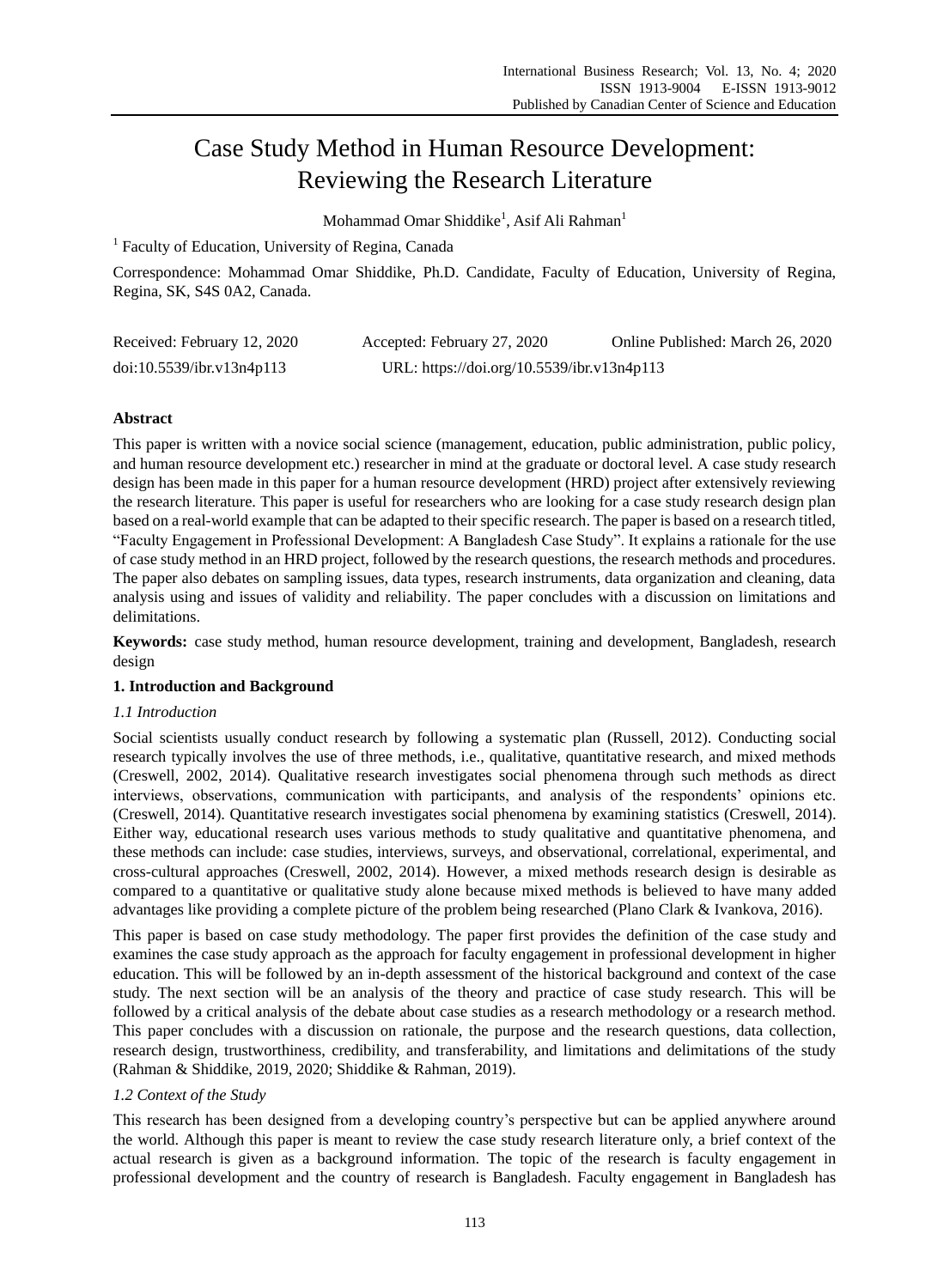# Case Study Method in Human Resource Development: Reviewing the Research Literature

Mohammad Omar Shiddike[1], Asif Ali Rahman[1]

[1] Faculty of Education, University of Regina, Canada

Correspondence: Mohammad Omar Shiddike, Ph.D. Candidate, Faculty of Education, University of Regina, Regina, SK, S4S 0A2, Canada.

Received: February 12, 2020 Accepted: February 27, 2020 Online Published: March 26, 2020

doi:10.5539/ibr.v13n4p113 URL: https://doi.org/10.5539/ibr.v13n4p113

## Abstract

This paper is written with a novice social science (management, education, public administration, public policy, and human resource development etc.) researcher in mind at the graduate or doctoral level. A case study research design has been made in this paper for a human resource development (HRD) project after extensively reviewing the research literature. This paper is useful for researchers who are looking for a case study research design plan based on a real-world example that can be adapted to their specific research. The paper is based on a research titled, "Faculty Engagement in Professional Development: A Bangladesh Case Study". It explains a rationale for the use of case study method in an HRD project, followed by the research questions, the research methods and procedures. The paper also debates on sampling issues, data types, research instruments, data organization and cleaning, data analysis using and issues of validity and reliability. The paper concludes with a discussion on limitations and delimitations.

**Keywords:** case study method, human resource development, training and development, Bangladesh, research design

## 1. Introduction and Background

### *1.1 Introduction*

Social scientists usually conduct research by following a systematic plan (Russell, 2012). Conducting social research typically involves the use of three methods, i.e., qualitative, quantitative research, and mixed methods (Creswell, 2002, 2014). Qualitative research investigates social phenomena through such methods as direct interviews, observations, communication with participants, and analysis of the respondents' opinions etc. (Creswell, 2014). Quantitative research investigates social phenomena by examining statistics (Creswell, 2014). Either way, educational research uses various methods to study qualitative and quantitative phenomena, and these methods can include: case studies, interviews, surveys, and observational, correlational, experimental, and cross-cultural approaches (Creswell, 2002, 2014). However, a mixed methods research design is desirable as compared to a quantitative or qualitative study alone because mixed methods is believed to have many added advantages like providing a complete picture of the problem being researched (Plano Clark & Ivankova, 2016).

This paper is based on case study methodology. The paper first provides the definition of the case study and examines the case study approach as the approach for faculty engagement in professional development in higher education. This will be followed by an in-depth assessment of the historical background and context of the case study. The next section will be an analysis of the theory and practice of case study research. This will be followed by a critical analysis of the debate about case studies as a research methodology or a research method. This paper concludes with a discussion on rationale, the purpose and the research questions, data collection, research design, trustworthiness, credibility, and transferability, and limitations and delimitations of the study (Rahman & Shiddike, 2019, 2020; Shiddike & Rahman, 2019).

### *1.2 Context of the Study*

This research has been designed from a developing country's perspective but can be applied anywhere around the world. Although this paper is meant to review the case study research literature only, a brief context of the actual research is given as a background information. The topic of the research is faculty engagement in professional development and the country of research is Bangladesh. Faculty engagement in Bangladesh has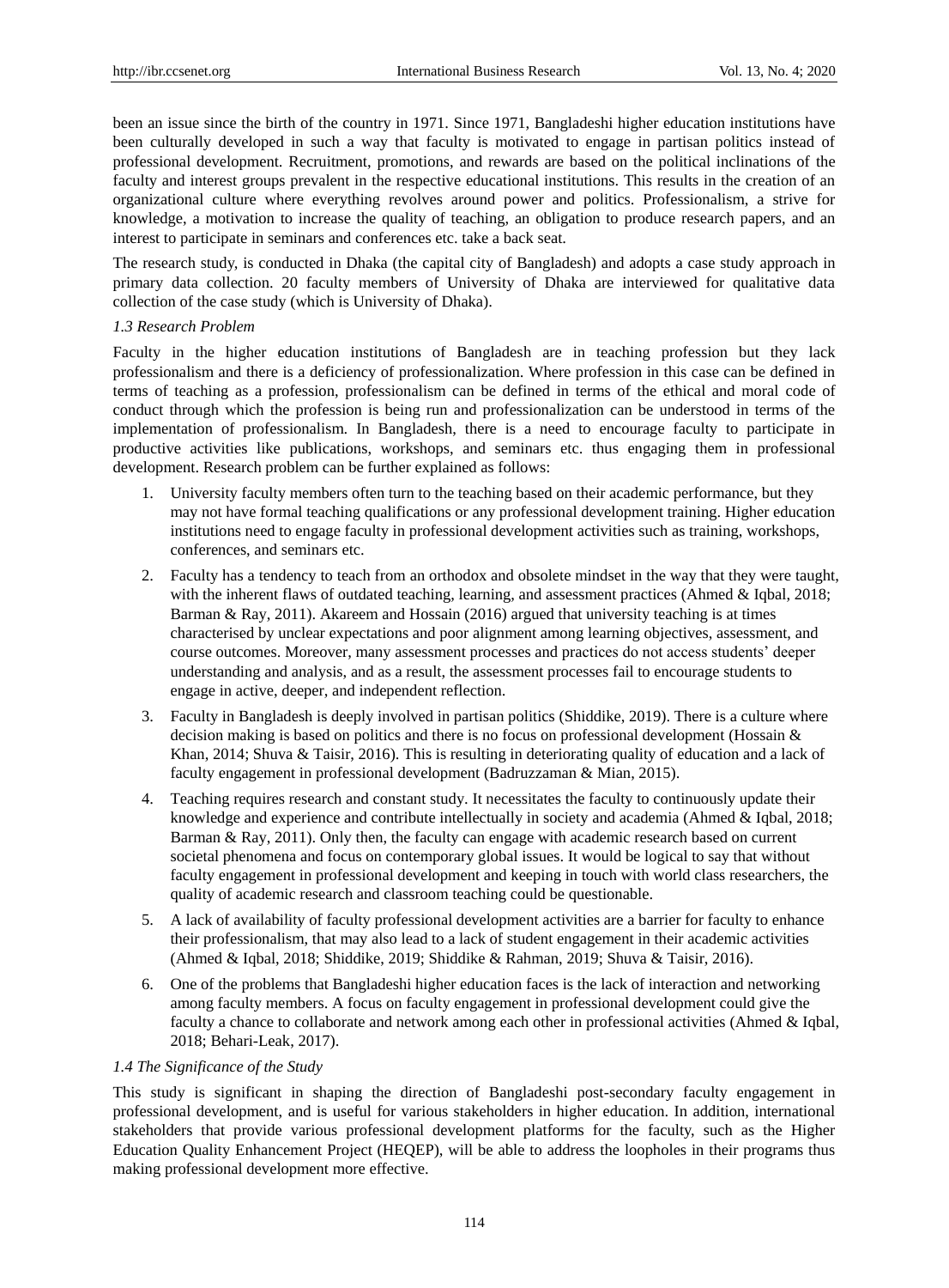been an issue since the birth of the country in 1971. Since 1971, Bangladeshi higher education institutions have been culturally developed in such a way that faculty is motivated to engage in partisan politics instead of professional development. Recruitment, promotions, and rewards are based on the political inclinations of the faculty and interest groups prevalent in the respective educational institutions. This results in the creation of an organizational culture where everything revolves around power and politics. Professionalism, a strive for knowledge, a motivation to increase the quality of teaching, an obligation to produce research papers, and an interest to participate in seminars and conferences etc. take a back seat.

The research study, is conducted in Dhaka (the capital city of Bangladesh) and adopts a case study approach in primary data collection. 20 faculty members of University of Dhaka are interviewed for qualitative data collection of the case study (which is University of Dhaka).

### *1.3 Research Problem*

Faculty in the higher education institutions of Bangladesh are in teaching profession but they lack professionalism and there is a deficiency of professionalization. Where profession in this case can be defined in terms of teaching as a profession, professionalism can be defined in terms of the ethical and moral code of conduct through which the profession is being run and professionalization can be understood in terms of the implementation of professionalism. In Bangladesh, there is a need to encourage faculty to participate in productive activities like publications, workshops, and seminars etc. thus engaging them in professional development. Research problem can be further explained as follows:

1. University faculty members often turn to the teaching based on their academic performance, but they may not have formal teaching qualifications or any professional development training. Higher education institutions need to engage faculty in professional development activities such as training, workshops, conferences, and seminars etc.
2. Faculty has a tendency to teach from an orthodox and obsolete mindset in the way that they were taught, with the inherent flaws of outdated teaching, learning, and assessment practices (Ahmed & Iqbal, 2018; Barman & Ray, 2011). Akareem and Hossain (2016) argued that university teaching is at times characterised by unclear expectations and poor alignment among learning objectives, assessment, and course outcomes. Moreover, many assessment processes and practices do not access students' deeper understanding and analysis, and as a result, the assessment processes fail to encourage students to engage in active, deeper, and independent reflection.
3. Faculty in Bangladesh is deeply involved in partisan politics (Shiddike, 2019). There is a culture where decision making is based on politics and there is no focus on professional development (Hossain & Khan, 2014; Shuva & Taisir, 2016). This is resulting in deteriorating quality of education and a lack of faculty engagement in professional development (Badruzzaman & Mian, 2015).
4. Teaching requires research and constant study. It necessitates the faculty to continuously update their knowledge and experience and contribute intellectually in society and academia (Ahmed & Iqbal, 2018; Barman & Ray, 2011). Only then, the faculty can engage with academic research based on current societal phenomena and focus on contemporary global issues. It would be logical to say that without faculty engagement in professional development and keeping in touch with world class researchers, the quality of academic research and classroom teaching could be questionable.
5. A lack of availability of faculty professional development activities are a barrier for faculty to enhance their professionalism, that may also lead to a lack of student engagement in their academic activities (Ahmed & Iqbal, 2018; Shiddike, 2019; Shiddike & Rahman, 2019; Shuva & Taisir, 2016).
6. One of the problems that Bangladeshi higher education faces is the lack of interaction and networking among faculty members. A focus on faculty engagement in professional development could give the faculty a chance to collaborate and network among each other in professional activities (Ahmed & Iqbal, 2018; Behari-Leak, 2017).

### *1.4 The Significance of the Study*

This study is significant in shaping the direction of Bangladeshi post-secondary faculty engagement in professional development, and is useful for various stakeholders in higher education. In addition, international stakeholders that provide various professional development platforms for the faculty, such as the Higher Education Quality Enhancement Project (HEQEP), will be able to address the loopholes in their programs thus making professional development more effective.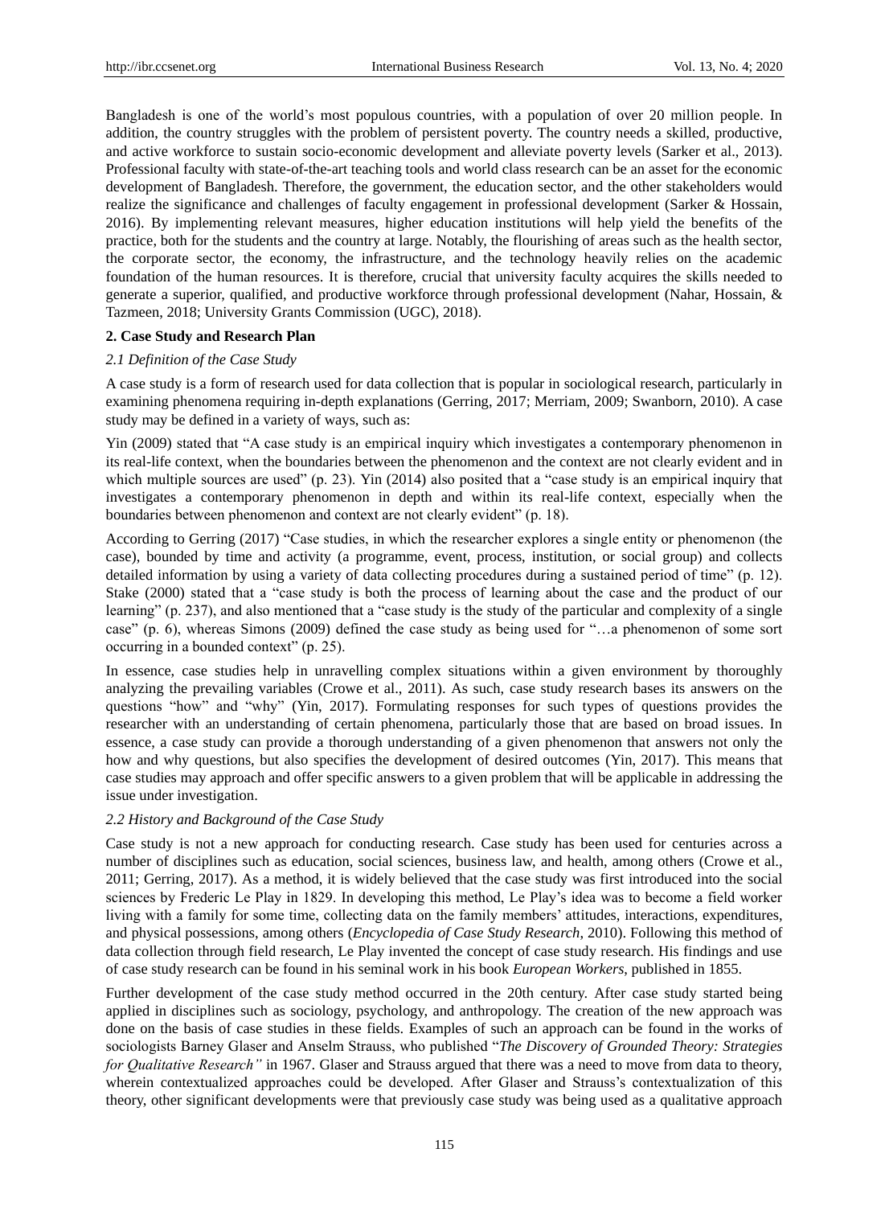Bangladesh is one of the world's most populous countries, with a population of over 20 million people. In addition, the country struggles with the problem of persistent poverty. The country needs a skilled, productive, and active workforce to sustain socio-economic development and alleviate poverty levels (Sarker et al., 2013). Professional faculty with state-of-the-art teaching tools and world class research can be an asset for the economic development of Bangladesh. Therefore, the government, the education sector, and the other stakeholders would realize the significance and challenges of faculty engagement in professional development (Sarker & Hossain, 2016). By implementing relevant measures, higher education institutions will help yield the benefits of the practice, both for the students and the country at large. Notably, the flourishing of areas such as the health sector, the corporate sector, the economy, the infrastructure, and the technology heavily relies on the academic foundation of the human resources. It is therefore, crucial that university faculty acquires the skills needed to generate a superior, qualified, and productive workforce through professional development (Nahar, Hossain, & Tazmeen, 2018; University Grants Commission (UGC), 2018).

## 2. Case Study and Research Plan

### *2.1 Definition of the Case Study*

A case study is a form of research used for data collection that is popular in sociological research, particularly in examining phenomena requiring in-depth explanations (Gerring, 2017; Merriam, 2009; Swanborn, 2010). A case study may be defined in a variety of ways, such as:

Yin (2009) stated that "A case study is an empirical inquiry which investigates a contemporary phenomenon in its real-life context, when the boundaries between the phenomenon and the context are not clearly evident and in which multiple sources are used" (p. 23). Yin (2014) also posited that a "case study is an empirical inquiry that investigates a contemporary phenomenon in depth and within its real-life context, especially when the boundaries between phenomenon and context are not clearly evident" (p. 18).

According to Gerring (2017) "Case studies, in which the researcher explores a single entity or phenomenon (the case), bounded by time and activity (a programme, event, process, institution, or social group) and collects detailed information by using a variety of data collecting procedures during a sustained period of time" (p. 12). Stake (2000) stated that a "case study is both the process of learning about the case and the product of our learning" (p. 237), and also mentioned that a "case study is the study of the particular and complexity of a single case" (p. 6), whereas Simons (2009) defined the case study as being used for "…a phenomenon of some sort occurring in a bounded context" (p. 25).

In essence, case studies help in unravelling complex situations within a given environment by thoroughly analyzing the prevailing variables (Crowe et al., 2011). As such, case study research bases its answers on the questions "how" and "why" (Yin, 2017). Formulating responses for such types of questions provides the researcher with an understanding of certain phenomena, particularly those that are based on broad issues. In essence, a case study can provide a thorough understanding of a given phenomenon that answers not only the how and why questions, but also specifies the development of desired outcomes (Yin, 2017). This means that case studies may approach and offer specific answers to a given problem that will be applicable in addressing the issue under investigation.

### *2.2 History and Background of the Case Study*

Case study is not a new approach for conducting research. Case study has been used for centuries across a number of disciplines such as education, social sciences, business law, and health, among others (Crowe et al., 2011; Gerring, 2017). As a method, it is widely believed that the case study was first introduced into the social sciences by Frederic Le Play in 1829. In developing this method, Le Play's idea was to become a field worker living with a family for some time, collecting data on the family members' attitudes, interactions, expenditures, and physical possessions, among others (*Encyclopedia of Case Study Research*, 2010). Following this method of data collection through field research, Le Play invented the concept of case study research. His findings and use of case study research can be found in his seminal work in his book *European Workers*, published in 1855.

Further development of the case study method occurred in the 20th century. After case study started being applied in disciplines such as sociology, psychology, and anthropology. The creation of the new approach was done on the basis of case studies in these fields. Examples of such an approach can be found in the works of sociologists Barney Glaser and Anselm Strauss, who published "*The Discovery of Grounded Theory: Strategies for Qualitative Research"* in 1967. Glaser and Strauss argued that there was a need to move from data to theory, wherein contextualized approaches could be developed. After Glaser and Strauss's contextualization of this theory, other significant developments were that previously case study was being used as a qualitative approach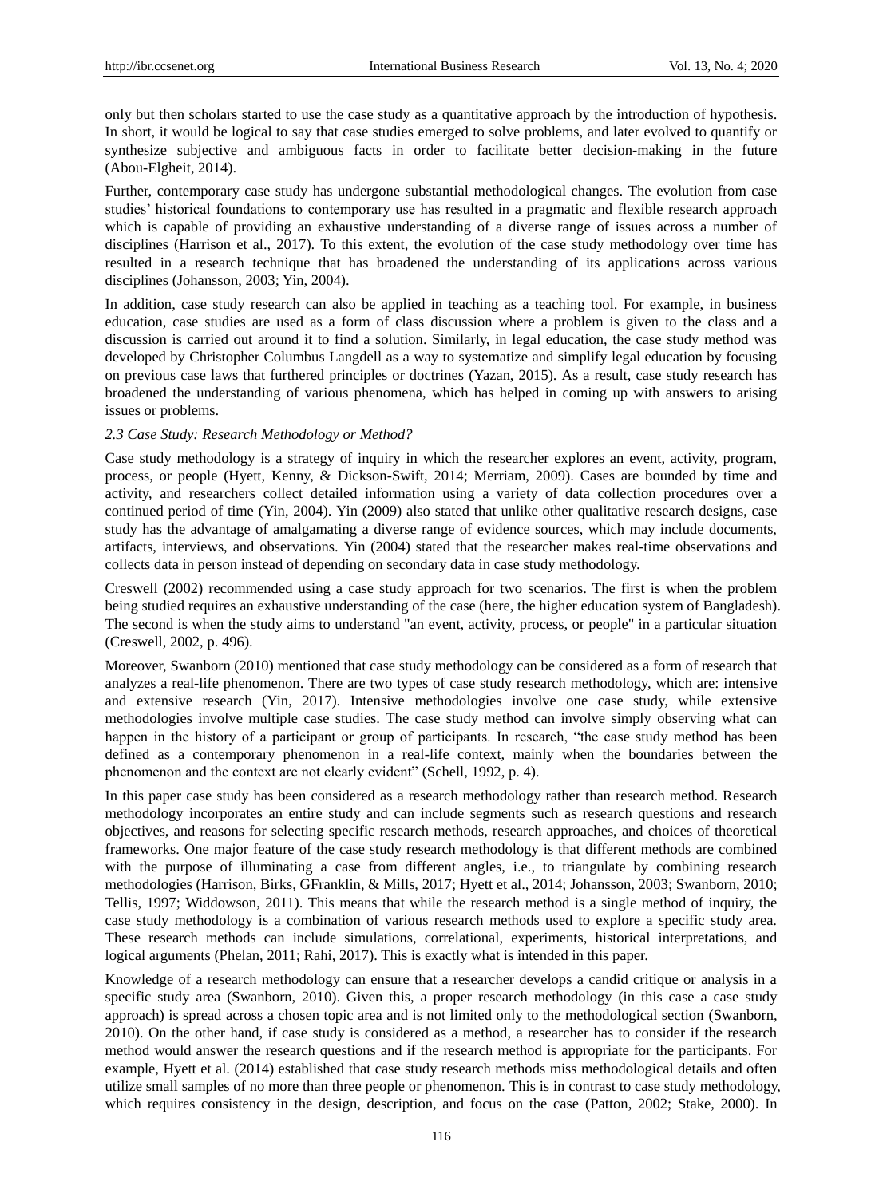only but then scholars started to use the case study as a quantitative approach by the introduction of hypothesis. In short, it would be logical to say that case studies emerged to solve problems, and later evolved to quantify or synthesize subjective and ambiguous facts in order to facilitate better decision-making in the future (Abou-Elgheit, 2014).

Further, contemporary case study has undergone substantial methodological changes. The evolution from case studies' historical foundations to contemporary use has resulted in a pragmatic and flexible research approach which is capable of providing an exhaustive understanding of a diverse range of issues across a number of disciplines (Harrison et al., 2017). To this extent, the evolution of the case study methodology over time has resulted in a research technique that has broadened the understanding of its applications across various disciplines (Johansson, 2003; Yin, 2004).

In addition, case study research can also be applied in teaching as a teaching tool. For example, in business education, case studies are used as a form of class discussion where a problem is given to the class and a discussion is carried out around it to find a solution. Similarly, in legal education, the case study method was developed by Christopher Columbus Langdell as a way to systematize and simplify legal education by focusing on previous case laws that furthered principles or doctrines (Yazan, 2015). As a result, case study research has broadened the understanding of various phenomena, which has helped in coming up with answers to arising issues or problems.

### *2.3 Case Study: Research Methodology or Method?*

Case study methodology is a strategy of inquiry in which the researcher explores an event, activity, program, process, or people (Hyett, Kenny, & Dickson-Swift, 2014; Merriam, 2009). Cases are bounded by time and activity, and researchers collect detailed information using a variety of data collection procedures over a continued period of time (Yin, 2004). Yin (2009) also stated that unlike other qualitative research designs, case study has the advantage of amalgamating a diverse range of evidence sources, which may include documents, artifacts, interviews, and observations. Yin (2004) stated that the researcher makes real-time observations and collects data in person instead of depending on secondary data in case study methodology.

Creswell (2002) recommended using a case study approach for two scenarios. The first is when the problem being studied requires an exhaustive understanding of the case (here, the higher education system of Bangladesh). The second is when the study aims to understand "an event, activity, process, or people" in a particular situation (Creswell, 2002, p. 496).

Moreover, Swanborn (2010) mentioned that case study methodology can be considered as a form of research that analyzes a real-life phenomenon. There are two types of case study research methodology, which are: intensive and extensive research (Yin, 2017). Intensive methodologies involve one case study, while extensive methodologies involve multiple case studies. The case study method can involve simply observing what can happen in the history of a participant or group of participants. In research, "the case study method has been defined as a contemporary phenomenon in a real-life context, mainly when the boundaries between the phenomenon and the context are not clearly evident" (Schell, 1992, p. 4).

In this paper case study has been considered as a research methodology rather than research method. Research methodology incorporates an entire study and can include segments such as research questions and research objectives, and reasons for selecting specific research methods, research approaches, and choices of theoretical frameworks. One major feature of the case study research methodology is that different methods are combined with the purpose of illuminating a case from different angles, i.e., to triangulate by combining research methodologies (Harrison, Birks, GFranklin, & Mills, 2017; Hyett et al., 2014; Johansson, 2003; Swanborn, 2010; Tellis, 1997; Widdowson, 2011). This means that while the research method is a single method of inquiry, the case study methodology is a combination of various research methods used to explore a specific study area. These research methods can include simulations, correlational, experiments, historical interpretations, and logical arguments (Phelan, 2011; Rahi, 2017). This is exactly what is intended in this paper.

Knowledge of a research methodology can ensure that a researcher develops a candid critique or analysis in a specific study area (Swanborn, 2010). Given this, a proper research methodology (in this case a case study approach) is spread across a chosen topic area and is not limited only to the methodological section (Swanborn, 2010). On the other hand, if case study is considered as a method, a researcher has to consider if the research method would answer the research questions and if the research method is appropriate for the participants. For example, Hyett et al. (2014) established that case study research methods miss methodological details and often utilize small samples of no more than three people or phenomenon. This is in contrast to case study methodology, which requires consistency in the design, description, and focus on the case (Patton, 2002; Stake, 2000). In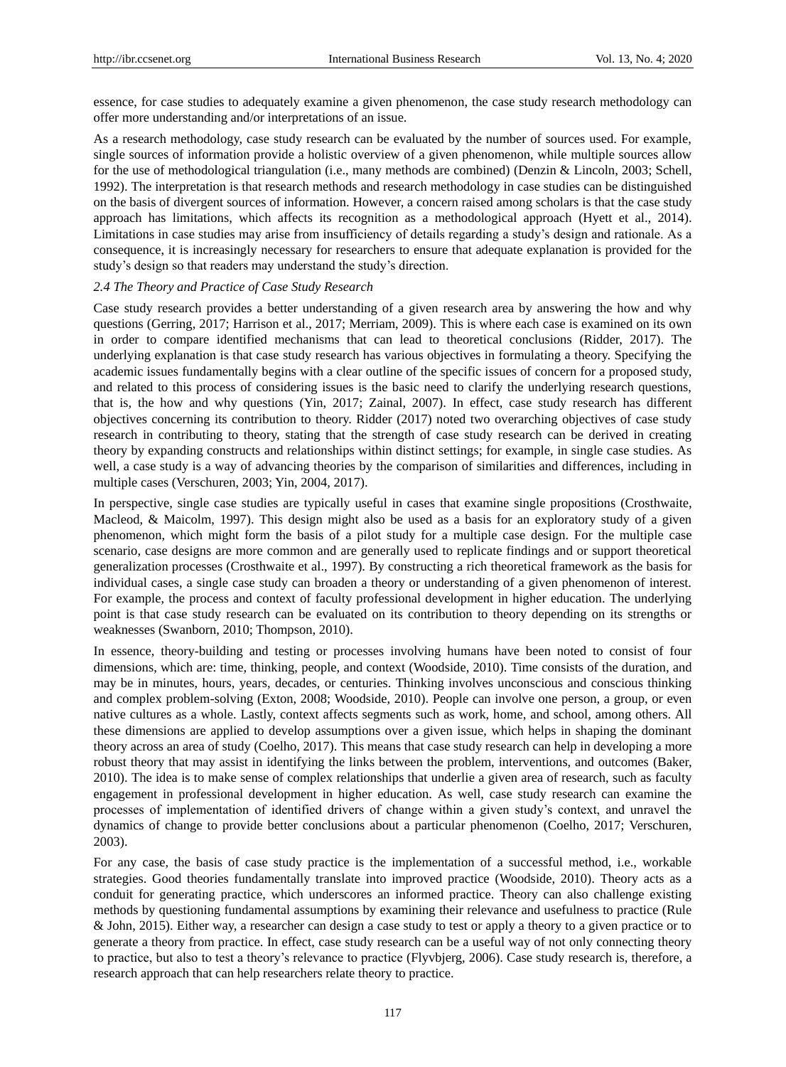essence, for case studies to adequately examine a given phenomenon, the case study research methodology can offer more understanding and/or interpretations of an issue.

As a research methodology, case study research can be evaluated by the number of sources used. For example, single sources of information provide a holistic overview of a given phenomenon, while multiple sources allow for the use of methodological triangulation (i.e., many methods are combined) (Denzin & Lincoln, 2003; Schell, 1992). The interpretation is that research methods and research methodology in case studies can be distinguished on the basis of divergent sources of information. However, a concern raised among scholars is that the case study approach has limitations, which affects its recognition as a methodological approach (Hyett et al., 2014). Limitations in case studies may arise from insufficiency of details regarding a study's design and rationale. As a consequence, it is increasingly necessary for researchers to ensure that adequate explanation is provided for the study's design so that readers may understand the study's direction.

### *2.4 The Theory and Practice of Case Study Research*

Case study research provides a better understanding of a given research area by answering the how and why questions (Gerring, 2017; Harrison et al., 2017; Merriam, 2009). This is where each case is examined on its own in order to compare identified mechanisms that can lead to theoretical conclusions (Ridder, 2017). The underlying explanation is that case study research has various objectives in formulating a theory. Specifying the academic issues fundamentally begins with a clear outline of the specific issues of concern for a proposed study, and related to this process of considering issues is the basic need to clarify the underlying research questions, that is, the how and why questions (Yin, 2017; Zainal, 2007). In effect, case study research has different objectives concerning its contribution to theory. Ridder (2017) noted two overarching objectives of case study research in contributing to theory, stating that the strength of case study research can be derived in creating theory by expanding constructs and relationships within distinct settings; for example, in single case studies. As well, a case study is a way of advancing theories by the comparison of similarities and differences, including in multiple cases (Verschuren, 2003; Yin, 2004, 2017).

In perspective, single case studies are typically useful in cases that examine single propositions (Crosthwaite, Macleod, & Maicolm, 1997). This design might also be used as a basis for an exploratory study of a given phenomenon, which might form the basis of a pilot study for a multiple case design. For the multiple case scenario, case designs are more common and are generally used to replicate findings and or support theoretical generalization processes (Crosthwaite et al., 1997). By constructing a rich theoretical framework as the basis for individual cases, a single case study can broaden a theory or understanding of a given phenomenon of interest. For example, the process and context of faculty professional development in higher education. The underlying point is that case study research can be evaluated on its contribution to theory depending on its strengths or weaknesses (Swanborn, 2010; Thompson, 2010).

In essence, theory-building and testing or processes involving humans have been noted to consist of four dimensions, which are: time, thinking, people, and context (Woodside, 2010). Time consists of the duration, and may be in minutes, hours, years, decades, or centuries. Thinking involves unconscious and conscious thinking and complex problem-solving (Exton, 2008; Woodside, 2010). People can involve one person, a group, or even native cultures as a whole. Lastly, context affects segments such as work, home, and school, among others. All these dimensions are applied to develop assumptions over a given issue, which helps in shaping the dominant theory across an area of study (Coelho, 2017). This means that case study research can help in developing a more robust theory that may assist in identifying the links between the problem, interventions, and outcomes (Baker, 2010). The idea is to make sense of complex relationships that underlie a given area of research, such as faculty engagement in professional development in higher education. As well, case study research can examine the processes of implementation of identified drivers of change within a given study's context, and unravel the dynamics of change to provide better conclusions about a particular phenomenon (Coelho, 2017; Verschuren, 2003).

For any case, the basis of case study practice is the implementation of a successful method, i.e., workable strategies. Good theories fundamentally translate into improved practice (Woodside, 2010). Theory acts as a conduit for generating practice, which underscores an informed practice. Theory can also challenge existing methods by questioning fundamental assumptions by examining their relevance and usefulness to practice (Rule & John, 2015). Either way, a researcher can design a case study to test or apply a theory to a given practice or to generate a theory from practice. In effect, case study research can be a useful way of not only connecting theory to practice, but also to test a theory's relevance to practice (Flyvbjerg, 2006). Case study research is, therefore, a research approach that can help researchers relate theory to practice.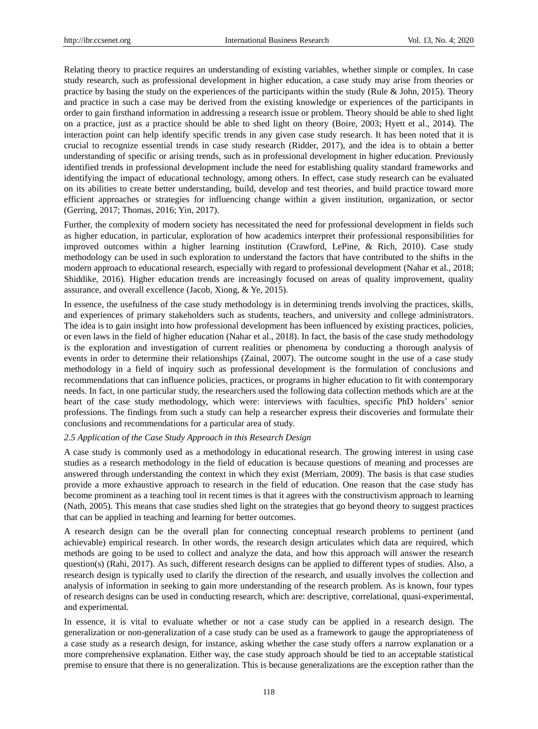Relating theory to practice requires an understanding of existing variables, whether simple or complex. In case study research, such as professional development in higher education, a case study may arise from theories or practice by basing the study on the experiences of the participants within the study (Rule & John, 2015). Theory and practice in such a case may be derived from the existing knowledge or experiences of the participants in order to gain firsthand information in addressing a research issue or problem. Theory should be able to shed light on a practice, just as a practice should be able to shed light on theory (Boire, 2003; Hyett et al., 2014). The interaction point can help identify specific trends in any given case study research. It has been noted that it is crucial to recognize essential trends in case study research (Ridder, 2017), and the idea is to obtain a better understanding of specific or arising trends, such as in professional development in higher education. Previously identified trends in professional development include the need for establishing quality standard frameworks and identifying the impact of educational technology, among others. In effect, case study research can be evaluated on its abilities to create better understanding, build, develop and test theories, and build practice toward more efficient approaches or strategies for influencing change within a given institution, organization, or sector (Gerring, 2017; Thomas, 2016; Yin, 2017).

Further, the complexity of modern society has necessitated the need for professional development in fields such as higher education, in particular, exploration of how academics interpret their professional responsibilities for improved outcomes within a higher learning institution (Crawford, LePine, & Rich, 2010). Case study methodology can be used in such exploration to understand the factors that have contributed to the shifts in the modern approach to educational research, especially with regard to professional development (Nahar et al., 2018; Shiddike, 2016). Higher education trends are increasingly focused on areas of quality improvement, quality assurance, and overall excellence (Jacob, Xiong, & Ye, 2015).

In essence, the usefulness of the case study methodology is in determining trends involving the practices, skills, and experiences of primary stakeholders such as students, teachers, and university and college administrators. The idea is to gain insight into how professional development has been influenced by existing practices, policies, or even laws in the field of higher education (Nahar et al., 2018). In fact, the basis of the case study methodology is the exploration and investigation of current realities or phenomena by conducting a thorough analysis of events in order to determine their relationships (Zainal, 2007). The outcome sought in the use of a case study methodology in a field of inquiry such as professional development is the formulation of conclusions and recommendations that can influence policies, practices, or programs in higher education to fit with contemporary needs. In fact, in one particular study, the researchers used the following data collection methods which are at the heart of the case study methodology, which were: interviews with faculties, specific PhD holders' senior professions. The findings from such a study can help a researcher express their discoveries and formulate their conclusions and recommendations for a particular area of study.

### *2.5 Application of the Case Study Approach in this Research Design*

A case study is commonly used as a methodology in educational research. The growing interest in using case studies as a research methodology in the field of education is because questions of meaning and processes are answered through understanding the context in which they exist (Merriam, 2009). The basis is that case studies provide a more exhaustive approach to research in the field of education. One reason that the case study has become prominent as a teaching tool in recent times is that it agrees with the constructivism approach to learning (Nath, 2005). This means that case studies shed light on the strategies that go beyond theory to suggest practices that can be applied in teaching and learning for better outcomes.

A research design can be the overall plan for connecting conceptual research problems to pertinent (and achievable) empirical research. In other words, the research design articulates which data are required, which methods are going to be used to collect and analyze the data, and how this approach will answer the research question(s) (Rahi, 2017). As such, different research designs can be applied to different types of studies. Also, a research design is typically used to clarify the direction of the research, and usually involves the collection and analysis of information in seeking to gain more understanding of the research problem. As is known, four types of research designs can be used in conducting research, which are: descriptive, correlational, quasi-experimental, and experimental.

In essence, it is vital to evaluate whether or not a case study can be applied in a research design. The generalization or non-generalization of a case study can be used as a framework to gauge the appropriateness of a case study as a research design, for instance, asking whether the case study offers a narrow explanation or a more comprehensive explanation. Either way, the case study approach should be tied to an acceptable statistical premise to ensure that there is no generalization. This is because generalizations are the exception rather than the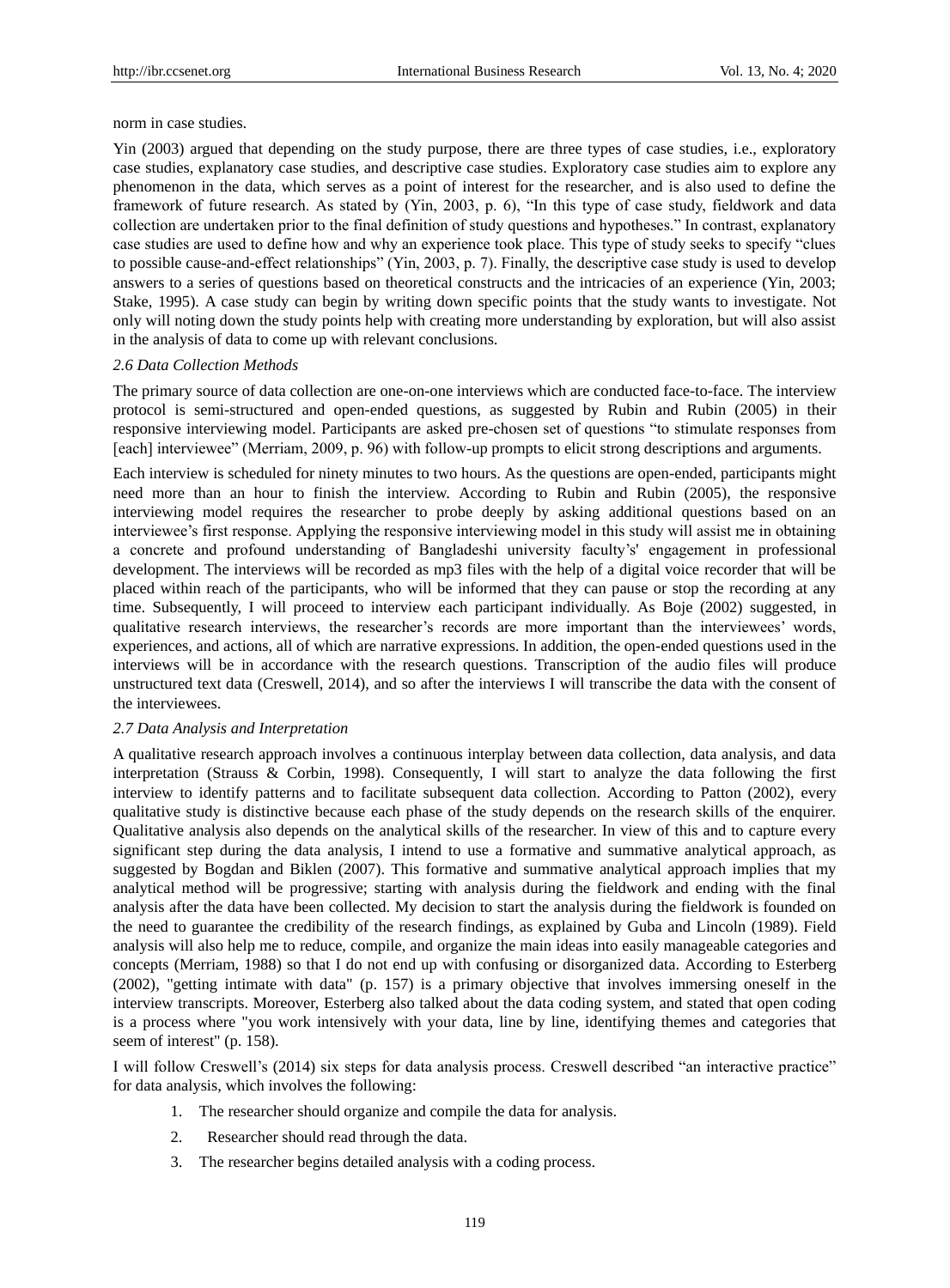norm in case studies.

Yin (2003) argued that depending on the study purpose, there are three types of case studies, i.e., exploratory case studies, explanatory case studies, and descriptive case studies. Exploratory case studies aim to explore any phenomenon in the data, which serves as a point of interest for the researcher, and is also used to define the framework of future research. As stated by (Yin, 2003, p. 6), "In this type of case study, fieldwork and data collection are undertaken prior to the final definition of study questions and hypotheses." In contrast, explanatory case studies are used to define how and why an experience took place. This type of study seeks to specify "clues to possible cause-and-effect relationships" (Yin, 2003, p. 7). Finally, the descriptive case study is used to develop answers to a series of questions based on theoretical constructs and the intricacies of an experience (Yin, 2003; Stake, 1995). A case study can begin by writing down specific points that the study wants to investigate. Not only will noting down the study points help with creating more understanding by exploration, but will also assist in the analysis of data to come up with relevant conclusions.

*2.6 Data Collection Methods*

The primary source of data collection are one-on-one interviews which are conducted face-to-face. The interview protocol is semi-structured and open-ended questions, as suggested by Rubin and Rubin (2005) in their responsive interviewing model. Participants are asked pre-chosen set of questions "to stimulate responses from [each] interviewee" (Merriam, 2009, p. 96) with follow-up prompts to elicit strong descriptions and arguments.

Each interview is scheduled for ninety minutes to two hours. As the questions are open-ended, participants might need more than an hour to finish the interview. According to Rubin and Rubin (2005), the responsive interviewing model requires the researcher to probe deeply by asking additional questions based on an interviewee's first response. Applying the responsive interviewing model in this study will assist me in obtaining a concrete and profound understanding of Bangladeshi university faculty's' engagement in professional development. The interviews will be recorded as mp3 files with the help of a digital voice recorder that will be placed within reach of the participants, who will be informed that they can pause or stop the recording at any time. Subsequently, I will proceed to interview each participant individually. As Boje (2002) suggested, in qualitative research interviews, the researcher's records are more important than the interviewees' words, experiences, and actions, all of which are narrative expressions. In addition, the open-ended questions used in the interviews will be in accordance with the research questions. Transcription of the audio files will produce unstructured text data (Creswell, 2014), and so after the interviews I will transcribe the data with the consent of the interviewees.

*2.7 Data Analysis and Interpretation*

A qualitative research approach involves a continuous interplay between data collection, data analysis, and data interpretation (Strauss & Corbin, 1998). Consequently, I will start to analyze the data following the first interview to identify patterns and to facilitate subsequent data collection. According to Patton (2002), every qualitative study is distinctive because each phase of the study depends on the research skills of the enquirer. Qualitative analysis also depends on the analytical skills of the researcher. In view of this and to capture every significant step during the data analysis, I intend to use a formative and summative analytical approach, as suggested by Bogdan and Biklen (2007). This formative and summative analytical approach implies that my analytical method will be progressive; starting with analysis during the fieldwork and ending with the final analysis after the data have been collected. My decision to start the analysis during the fieldwork is founded on the need to guarantee the credibility of the research findings, as explained by Guba and Lincoln (1989). Field analysis will also help me to reduce, compile, and organize the main ideas into easily manageable categories and concepts (Merriam, 1988) so that I do not end up with confusing or disorganized data. According to Esterberg (2002), "getting intimate with data" (p. 157) is a primary objective that involves immersing oneself in the interview transcripts. Moreover, Esterberg also talked about the data coding system, and stated that open coding is a process where "you work intensively with your data, line by line, identifying themes and categories that seem of interest" (p. 158).

I will follow Creswell's (2014) six steps for data analysis process. Creswell described "an interactive practice" for data analysis, which involves the following:

1. The researcher should organize and compile the data for analysis.
2. Researcher should read through the data.
3. The researcher begins detailed analysis with a coding process.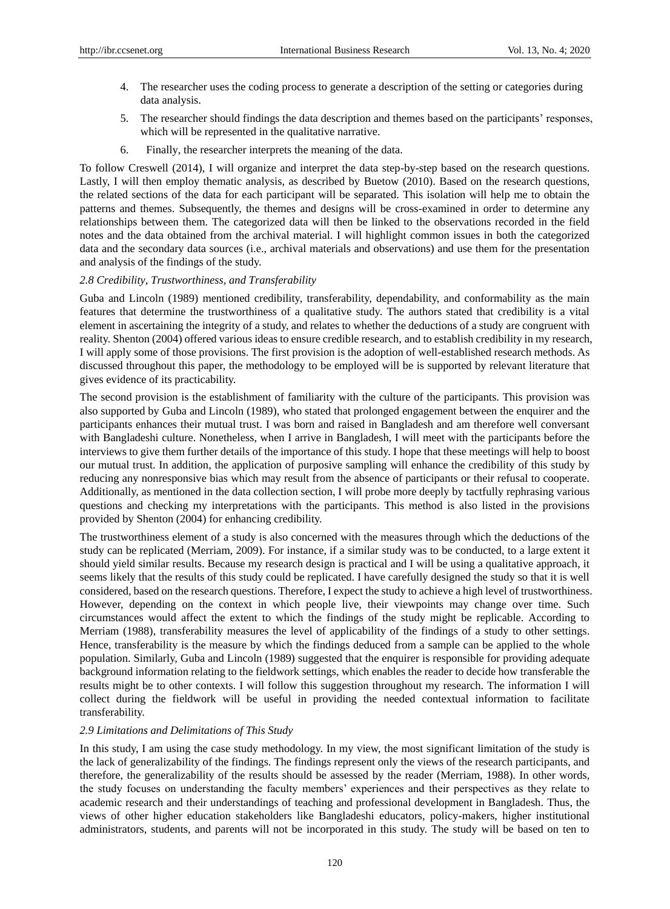4. The researcher uses the coding process to generate a description of the setting or categories during data analysis.
5. The researcher should findings the data description and themes based on the participants' responses, which will be represented in the qualitative narrative.
6. Finally, the researcher interprets the meaning of the data.

To follow Creswell (2014), I will organize and interpret the data step-by-step based on the research questions. Lastly, I will then employ thematic analysis, as described by Buetow (2010). Based on the research questions, the related sections of the data for each participant will be separated. This isolation will help me to obtain the patterns and themes. Subsequently, the themes and designs will be cross-examined in order to determine any relationships between them. The categorized data will then be linked to the observations recorded in the field notes and the data obtained from the archival material. I will highlight common issues in both the categorized data and the secondary data sources (i.e., archival materials and observations) and use them for the presentation and analysis of the findings of the study.

### *2.8 Credibility, Trustworthiness, and Transferability*

Guba and Lincoln (1989) mentioned credibility, transferability, dependability, and conformability as the main features that determine the trustworthiness of a qualitative study. The authors stated that credibility is a vital element in ascertaining the integrity of a study, and relates to whether the deductions of a study are congruent with reality. Shenton (2004) offered various ideas to ensure credible research, and to establish credibility in my research, I will apply some of those provisions. The first provision is the adoption of well-established research methods. As discussed throughout this paper, the methodology to be employed will be is supported by relevant literature that gives evidence of its practicability.

The second provision is the establishment of familiarity with the culture of the participants. This provision was also supported by Guba and Lincoln (1989), who stated that prolonged engagement between the enquirer and the participants enhances their mutual trust. I was born and raised in Bangladesh and am therefore well conversant with Bangladeshi culture. Nonetheless, when I arrive in Bangladesh, I will meet with the participants before the interviews to give them further details of the importance of this study. I hope that these meetings will help to boost our mutual trust. In addition, the application of purposive sampling will enhance the credibility of this study by reducing any nonresponsive bias which may result from the absence of participants or their refusal to cooperate. Additionally, as mentioned in the data collection section, I will probe more deeply by tactfully rephrasing various questions and checking my interpretations with the participants. This method is also listed in the provisions provided by Shenton (2004) for enhancing credibility.

The trustworthiness element of a study is also concerned with the measures through which the deductions of the study can be replicated (Merriam, 2009). For instance, if a similar study was to be conducted, to a large extent it should yield similar results. Because my research design is practical and I will be using a qualitative approach, it seems likely that the results of this study could be replicated. I have carefully designed the study so that it is well considered, based on the research questions. Therefore, I expect the study to achieve a high level of trustworthiness. However, depending on the context in which people live, their viewpoints may change over time. Such circumstances would affect the extent to which the findings of the study might be replicable. According to Merriam (1988), transferability measures the level of applicability of the findings of a study to other settings. Hence, transferability is the measure by which the findings deduced from a sample can be applied to the whole population. Similarly, Guba and Lincoln (1989) suggested that the enquirer is responsible for providing adequate background information relating to the fieldwork settings, which enables the reader to decide how transferable the results might be to other contexts. I will follow this suggestion throughout my research. The information I will collect during the fieldwork will be useful in providing the needed contextual information to facilitate transferability.

### *2.9 Limitations and Delimitations of This Study*

In this study, I am using the case study methodology. In my view, the most significant limitation of the study is the lack of generalizability of the findings. The findings represent only the views of the research participants, and therefore, the generalizability of the results should be assessed by the reader (Merriam, 1988). In other words, the study focuses on understanding the faculty members' experiences and their perspectives as they relate to academic research and their understandings of teaching and professional development in Bangladesh. Thus, the views of other higher education stakeholders like Bangladeshi educators, policy-makers, higher institutional administrators, students, and parents will not be incorporated in this study. The study will be based on ten to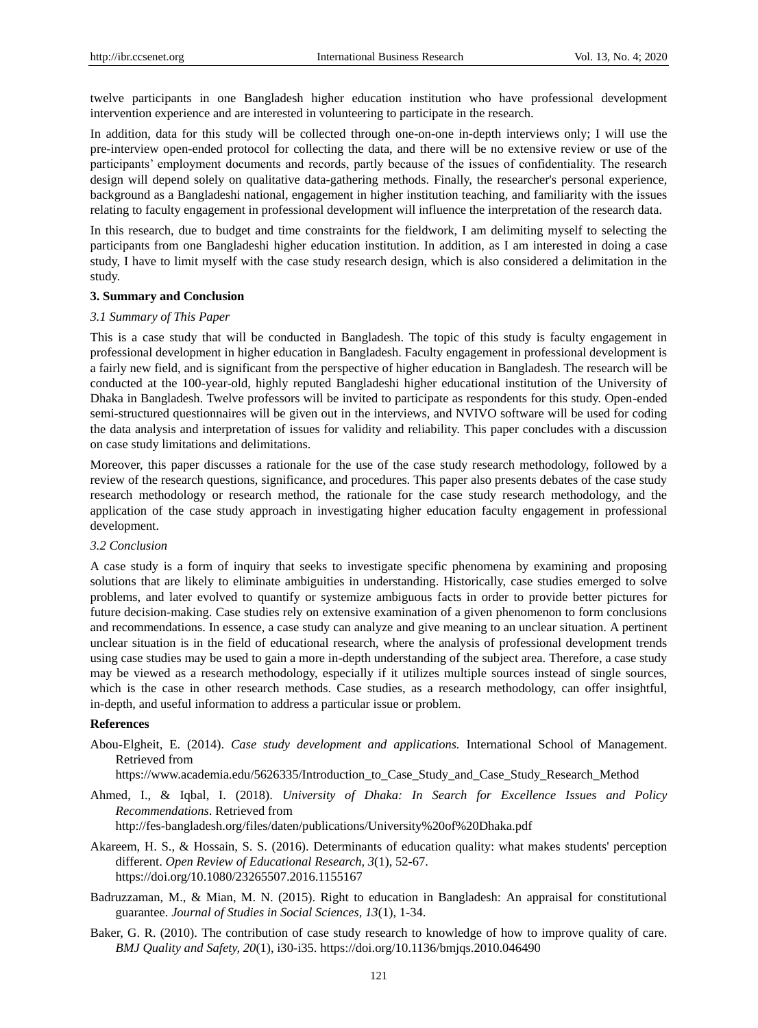twelve participants in one Bangladesh higher education institution who have professional development intervention experience and are interested in volunteering to participate in the research.

In addition, data for this study will be collected through one-on-one in-depth interviews only; I will use the pre-interview open-ended protocol for collecting the data, and there will be no extensive review or use of the participants' employment documents and records, partly because of the issues of confidentiality. The research design will depend solely on qualitative data-gathering methods. Finally, the researcher's personal experience, background as a Bangladeshi national, engagement in higher institution teaching, and familiarity with the issues relating to faculty engagement in professional development will influence the interpretation of the research data.

In this research, due to budget and time constraints for the fieldwork, I am delimiting myself to selecting the participants from one Bangladeshi higher education institution. In addition, as I am interested in doing a case study, I have to limit myself with the case study research design, which is also considered a delimitation in the study.

## 3. Summary and Conclusion

### *3.1 Summary of This Paper*

This is a case study that will be conducted in Bangladesh. The topic of this study is faculty engagement in professional development in higher education in Bangladesh. Faculty engagement in professional development is a fairly new field, and is significant from the perspective of higher education in Bangladesh. The research will be conducted at the 100-year-old, highly reputed Bangladeshi higher educational institution of the University of Dhaka in Bangladesh. Twelve professors will be invited to participate as respondents for this study. Open-ended semi-structured questionnaires will be given out in the interviews, and NVIVO software will be used for coding the data analysis and interpretation of issues for validity and reliability. This paper concludes with a discussion on case study limitations and delimitations.

Moreover, this paper discusses a rationale for the use of the case study research methodology, followed by a review of the research questions, significance, and procedures. This paper also presents debates of the case study research methodology or research method, the rationale for the case study research methodology, and the application of the case study approach in investigating higher education faculty engagement in professional development.

### *3.2 Conclusion*

A case study is a form of inquiry that seeks to investigate specific phenomena by examining and proposing solutions that are likely to eliminate ambiguities in understanding. Historically, case studies emerged to solve problems, and later evolved to quantify or systemize ambiguous facts in order to provide better pictures for future decision-making. Case studies rely on extensive examination of a given phenomenon to form conclusions and recommendations. In essence, a case study can analyze and give meaning to an unclear situation. A pertinent unclear situation is in the field of educational research, where the analysis of professional development trends using case studies may be used to gain a more in-depth understanding of the subject area. Therefore, a case study may be viewed as a research methodology, especially if it utilizes multiple sources instead of single sources, which is the case in other research methods. Case studies, as a research methodology, can offer insightful, in-depth, and useful information to address a particular issue or problem.

## References

Abou-Elgheit, E. (2014). *Case study development and applications.* International School of Management. Retrieved from https://www.academia.edu/5626335/Introduction_to_Case_Study_and_Case_Study_Research_Method

Ahmed, I., & Iqbal, I. (2018). *University of Dhaka: In Search for Excellence Issues and Policy Recommendations*. Retrieved from http://fes-bangladesh.org/files/daten/publications/University%20of%20Dhaka.pdf

Akareem, H. S., & Hossain, S. S. (2016). Determinants of education quality: what makes students' perception different. *Open Review of Educational Research, 3*(1), 52-67. https://doi.org/10.1080/23265507.2016.1155167

Badruzzaman, M., & Mian, M. N. (2015). Right to education in Bangladesh: An appraisal for constitutional guarantee. *Journal of Studies in Social Sciences, 13*(1), 1-34.

Baker, G. R. (2010). The contribution of case study research to knowledge of how to improve quality of care. *BMJ Quality and Safety, 20*(1), i30-i35. https://doi.org/10.1136/bmjqs.2010.046490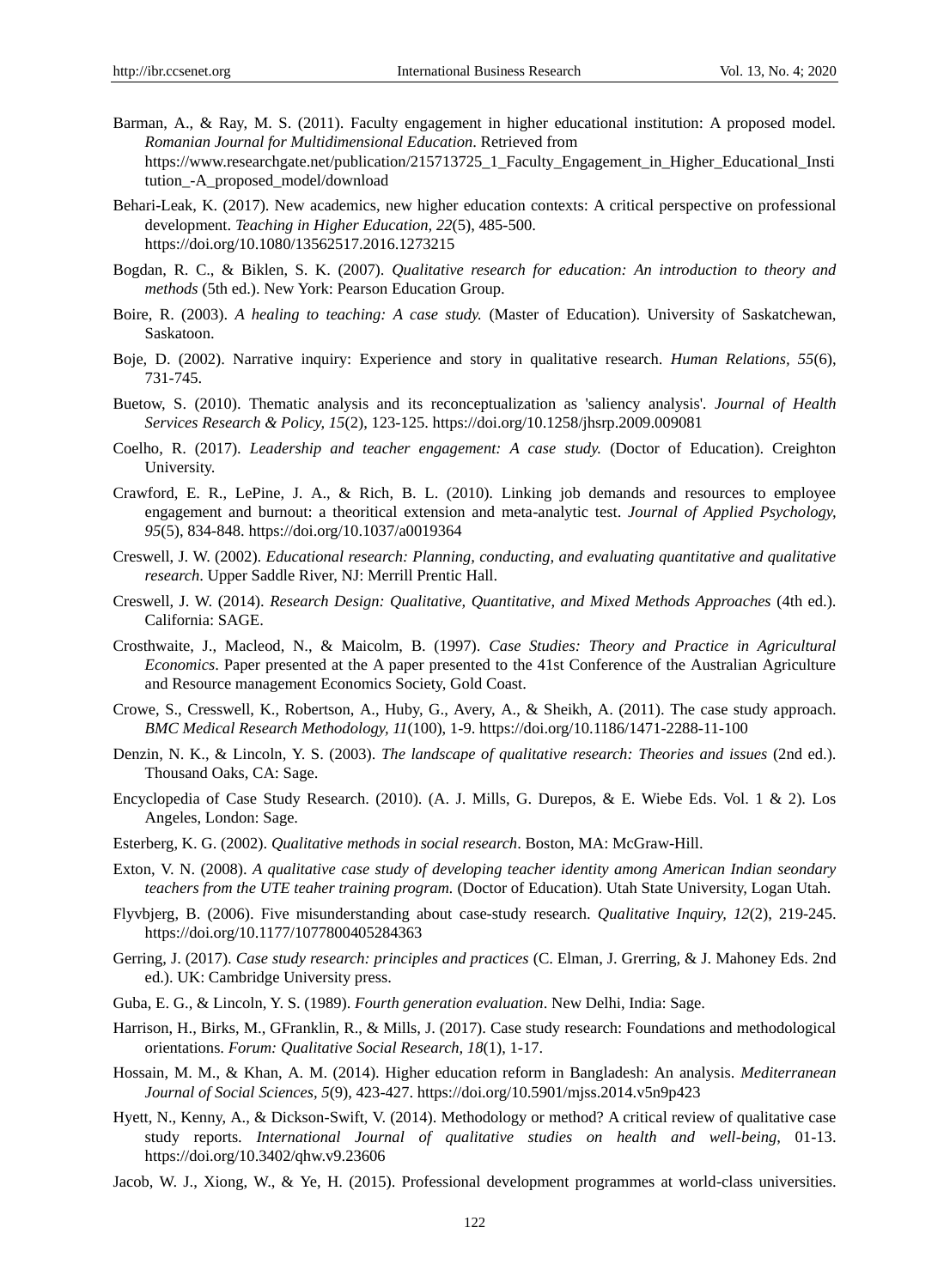Barman, A., & Ray, M. S. (2011). Faculty engagement in higher educational institution: A proposed model. *Romanian Journal for Multidimensional Education*. Retrieved from https://www.researchgate.net/publication/215713725_1_Faculty_Engagement_in_Higher_Educational_Institution_-A_proposed_model/download

Behari-Leak, K. (2017). New academics, new higher education contexts: A critical perspective on professional development. *Teaching in Higher Education, 22*(5), 485-500. https://doi.org/10.1080/13562517.2016.1273215

Bogdan, R. C., & Biklen, S. K. (2007). *Qualitative research for education: An introduction to theory and methods* (5th ed.). New York: Pearson Education Group.

Boire, R. (2003). *A healing to teaching: A case study.* (Master of Education). University of Saskatchewan, Saskatoon.

Boje, D. (2002). Narrative inquiry: Experience and story in qualitative research. *Human Relations, 55*(6), 731-745.

Buetow, S. (2010). Thematic analysis and its reconceptualization as 'saliency analysis'. *Journal of Health Services Research & Policy, 15*(2), 123-125. https://doi.org/10.1258/jhsrp.2009.009081

Coelho, R. (2017). *Leadership and teacher engagement: A case study.* (Doctor of Education). Creighton University.

Crawford, E. R., LePine, J. A., & Rich, B. L. (2010). Linking job demands and resources to employee engagement and burnout: a theoritical extension and meta-analytic test. *Journal of Applied Psychology, 95*(5), 834-848. https://doi.org/10.1037/a0019364

Creswell, J. W. (2002). *Educational research: Planning, conducting, and evaluating quantitative and qualitative research*. Upper Saddle River, NJ: Merrill Prentic Hall.

Creswell, J. W. (2014). *Research Design: Qualitative, Quantitative, and Mixed Methods Approaches* (4th ed.). California: SAGE.

Crosthwaite, J., Macleod, N., & Maicolm, B. (1997). *Case Studies: Theory and Practice in Agricultural Economics*. Paper presented at the A paper presented to the 41st Conference of the Australian Agriculture and Resource management Economics Society, Gold Coast.

Crowe, S., Cresswell, K., Robertson, A., Huby, G., Avery, A., & Sheikh, A. (2011). The case study approach. *BMC Medical Research Methodology, 11*(100), 1-9. https://doi.org/10.1186/1471-2288-11-100

Denzin, N. K., & Lincoln, Y. S. (2003). *The landscape of qualitative research: Theories and issues* (2nd ed.). Thousand Oaks, CA: Sage.

Encyclopedia of Case Study Research. (2010). (A. J. Mills, G. Durepos, & E. Wiebe Eds. Vol. 1 & 2). Los Angeles, London: Sage.

Esterberg, K. G. (2002). *Qualitative methods in social research*. Boston, MA: McGraw-Hill.

Exton, V. N. (2008). *A qualitative case study of developing teacher identity among American Indian seondary teachers from the UTE teaher training program.* (Doctor of Education). Utah State University, Logan Utah.

Flyvbjerg, B. (2006). Five misunderstanding about case-study research. *Qualitative Inquiry, 12*(2), 219-245. https://doi.org/10.1177/1077800405284363

Gerring, J. (2017). *Case study research: principles and practices* (C. Elman, J. Grerring, & J. Mahoney Eds. 2nd ed.). UK: Cambridge University press.

Guba, E. G., & Lincoln, Y. S. (1989). *Fourth generation evaluation*. New Delhi, India: Sage.

Harrison, H., Birks, M., GFranklin, R., & Mills, J. (2017). Case study research: Foundations and methodological orientations. *Forum: Qualitative Social Research, 18*(1), 1-17.

Hossain, M. M., & Khan, A. M. (2014). Higher education reform in Bangladesh: An analysis. *Mediterranean Journal of Social Sciences, 5*(9), 423-427. https://doi.org/10.5901/mjss.2014.v5n9p423

Hyett, N., Kenny, A., & Dickson-Swift, V. (2014). Methodology or method? A critical review of qualitative case study reports. *International Journal of qualitative studies on health and well-being,* 01-13. https://doi.org/10.3402/qhw.v9.23606

Jacob, W. J., Xiong, W., & Ye, H. (2015). Professional development programmes at world-class universities.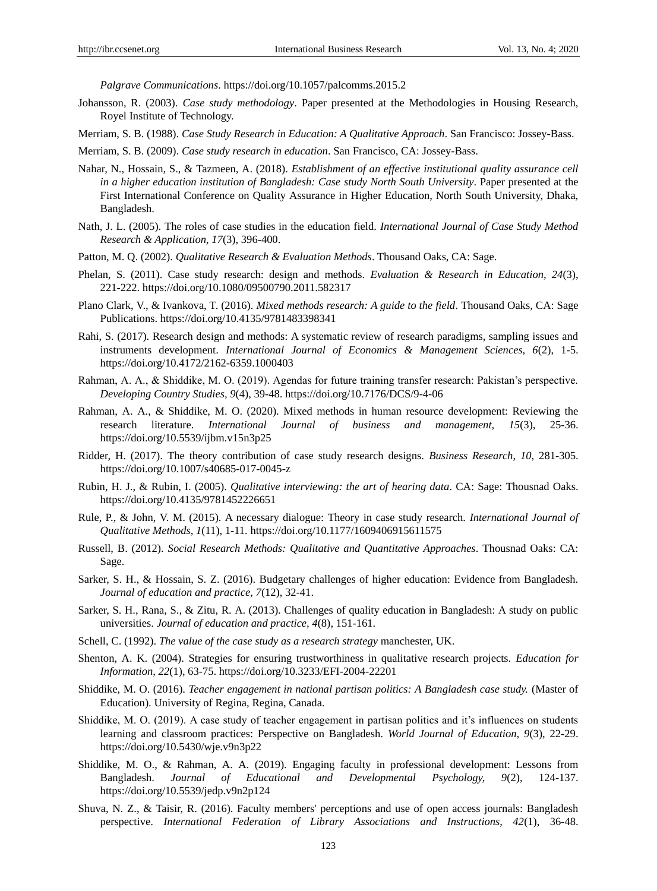*Palgrave Communications*. https://doi.org/10.1057/palcomms.2015.2

Johansson, R. (2003). *Case study methodology*. Paper presented at the Methodologies in Housing Research, Royel Institute of Technology.

Merriam, S. B. (1988). *Case Study Research in Education: A Qualitative Approach*. San Francisco: Jossey-Bass.

Merriam, S. B. (2009). *Case study research in education*. San Francisco, CA: Jossey-Bass.

Nahar, N., Hossain, S., & Tazmeen, A. (2018). *Establishment of an effective institutional quality assurance cell in a higher education institution of Bangladesh: Case study North South University*. Paper presented at the First International Conference on Quality Assurance in Higher Education, North South University, Dhaka, Bangladesh.

Nath, J. L. (2005). The roles of case studies in the education field. *International Journal of Case Study Method Research & Application, 17*(3), 396-400.

Patton, M. Q. (2002). *Qualitative Research & Evaluation Methods*. Thousand Oaks, CA: Sage.

Phelan, S. (2011). Case study research: design and methods. *Evaluation & Research in Education, 24*(3), 221-222. https://doi.org/10.1080/09500790.2011.582317

Plano Clark, V., & Ivankova, T. (2016). *Mixed methods research: A guide to the field*. Thousand Oaks, CA: Sage Publications. https://doi.org/10.4135/9781483398341

Rahi, S. (2017). Research design and methods: A systematic review of research paradigms, sampling issues and instruments development. *International Journal of Economics & Management Sciences, 6*(2), 1-5. https://doi.org/10.4172/2162-6359.1000403

Rahman, A. A., & Shiddike, M. O. (2019). Agendas for future training transfer research: Pakistan's perspective. *Developing Country Studies, 9*(4), 39-48. https://doi.org/10.7176/DCS/9-4-06

Rahman, A. A., & Shiddike, M. O. (2020). Mixed methods in human resource development: Reviewing the research literature. *International Journal of business and management, 15*(3), 25-36. https://doi.org/10.5539/ijbm.v15n3p25

Ridder, H. (2017). The theory contribution of case study research designs. *Business Research, 10*, 281-305. https://doi.org/10.1007/s40685-017-0045-z

Rubin, H. J., & Rubin, I. (2005). *Qualitative interviewing: the art of hearing data*. CA: Sage: Thousnad Oaks. https://doi.org/10.4135/9781452226651

Rule, P., & John, V. M. (2015). A necessary dialogue: Theory in case study research. *International Journal of Qualitative Methods, 1*(11), 1-11. https://doi.org/10.1177/1609406915611575

Russell, B. (2012). *Social Research Methods: Qualitative and Quantitative Approaches*. Thousnad Oaks: CA: Sage.

Sarker, S. H., & Hossain, S. Z. (2016). Budgetary challenges of higher education: Evidence from Bangladesh. *Journal of education and practice, 7*(12), 32-41.

Sarker, S. H., Rana, S., & Zitu, R. A. (2013). Challenges of quality education in Bangladesh: A study on public universities. *Journal of education and practice, 4*(8), 151-161.

Schell, C. (1992). *The value of the case study as a research strategy* manchester, UK.

Shenton, A. K. (2004). Strategies for ensuring trustworthiness in qualitative research projects. *Education for Information, 22*(1), 63-75. https://doi.org/10.3233/EFI-2004-22201

Shiddike, M. O. (2016). *Teacher engagement in national partisan politics: A Bangladesh case study.* (Master of Education). University of Regina, Regina, Canada.

Shiddike, M. O. (2019). A case study of teacher engagement in partisan politics and it's influences on students learning and classroom practices: Perspective on Bangladesh. *World Journal of Education, 9*(3), 22-29. https://doi.org/10.5430/wje.v9n3p22

Shiddike, M. O., & Rahman, A. A. (2019). Engaging faculty in professional development: Lessons from Bangladesh. *Journal of Educational and Developmental Psychology, 9*(2), 124-137. https://doi.org/10.5539/jedp.v9n2p124

Shuva, N. Z., & Taisir, R. (2016). Faculty members' perceptions and use of open access journals: Bangladesh perspective. *International Federation of Library Associations and Instructions, 42*(1), 36-48.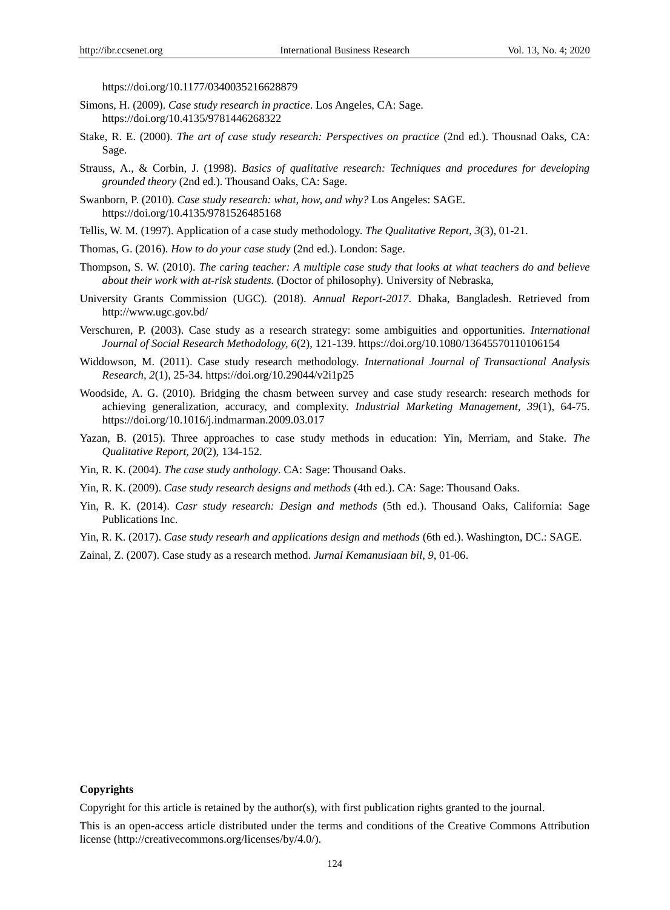https://doi.org/10.1177/0340035216628879

Simons, H. (2009). *Case study research in practice*. Los Angeles, CA: Sage. https://doi.org/10.4135/9781446268322

Stake, R. E. (2000). *The art of case study research: Perspectives on practice* (2nd ed.). Thousnad Oaks, CA: Sage.

Strauss, A., & Corbin, J. (1998). *Basics of qualitative research: Techniques and procedures for developing grounded theory* (2nd ed.). Thousand Oaks, CA: Sage.

Swanborn, P. (2010). *Case study research: what, how, and why?* Los Angeles: SAGE. https://doi.org/10.4135/9781526485168

Tellis, W. M. (1997). Application of a case study methodology. *The Qualitative Report, 3*(3), 01-21.

Thomas, G. (2016). *How to do your case study* (2nd ed.). London: Sage.

Thompson, S. W. (2010). *The caring teacher: A multiple case study that looks at what teachers do and believe about their work with at-risk students.* (Doctor of philosophy). University of Nebraska,

University Grants Commission (UGC). (2018). *Annual Report-2017*. Dhaka, Bangladesh. Retrieved from http://www.ugc.gov.bd/

Verschuren, P. (2003). Case study as a research strategy: some ambiguities and opportunities. *International Journal of Social Research Methodology, 6*(2), 121-139. https://doi.org/10.1080/13645570110106154

Widdowson, M. (2011). Case study research methodology. *International Journal of Transactional Analysis Research, 2*(1), 25-34. https://doi.org/10.29044/v2i1p25

Woodside, A. G. (2010). Bridging the chasm between survey and case study research: research methods for achieving generalization, accuracy, and complexity. *Industrial Marketing Management, 39*(1), 64-75. https://doi.org/10.1016/j.indmarman.2009.03.017

Yazan, B. (2015). Three approaches to case study methods in education: Yin, Merriam, and Stake. *The Qualitative Report, 20*(2), 134-152.

Yin, R. K. (2004). *The case study anthology*. CA: Sage: Thousand Oaks.

Yin, R. K. (2009). *Case study research designs and methods* (4th ed.). CA: Sage: Thousand Oaks.

Yin, R. K. (2014). *Casr study research: Design and methods* (5th ed.). Thousand Oaks, California: Sage Publications Inc.

Yin, R. K. (2017). *Case study researh and applications design and methods* (6th ed.). Washington, DC.: SAGE.

Zainal, Z. (2007). Case study as a research method. *Jurnal Kemanusiaan bil, 9*, 01-06.

**Copyrights**

Copyright for this article is retained by the author(s), with first publication rights granted to the journal.

This is an open-access article distributed under the terms and conditions of the Creative Commons Attribution license (http://creativecommons.org/licenses/by/4.0/).